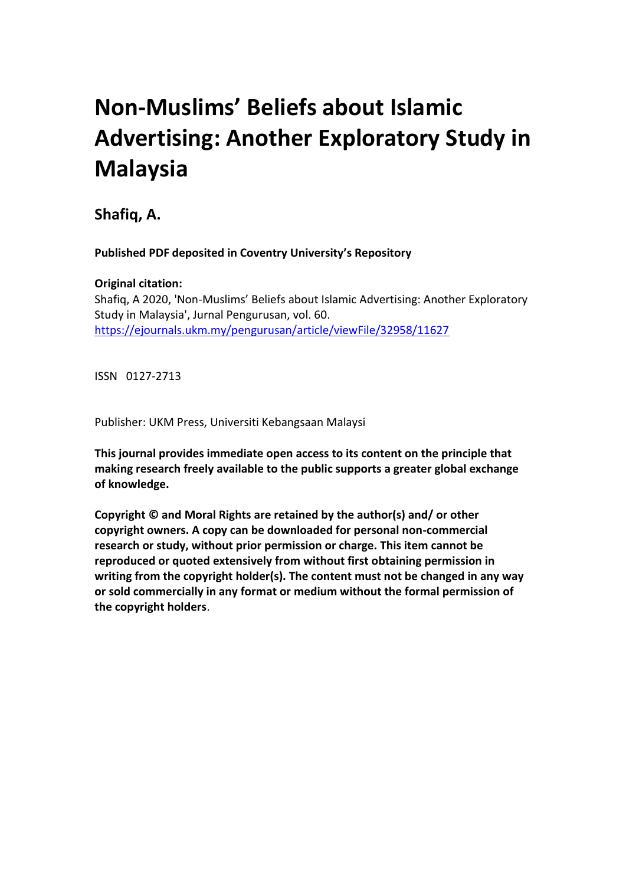# Non-Muslims' Beliefs about Islamic Advertising: Another Exploratory Study in Malaysia

**Shafiq, A.**

**Published PDF deposited in Coventry University's Repository**

**Original citation:**
Shafiq, A 2020, 'Non-Muslims' Beliefs about Islamic Advertising: Another Exploratory Study in Malaysia', Jurnal Pengurusan, vol. 60.
https://ejournals.ukm.my/pengurusan/article/viewFile/32958/11627

ISSN 0127-2713

Publisher: UKM Press, Universiti Kebangsaan Malaysi

**This journal provides immediate open access to its content on the principle that making research freely available to the public supports a greater global exchange of knowledge.**

**Copyright © and Moral Rights are retained by the author(s) and/ or other copyright owners. A copy can be downloaded for personal non-commercial research or study, without prior permission or charge. This item cannot be reproduced or quoted extensively from without first obtaining permission in writing from the copyright holder(s). The content must not be changed in any way or sold commercially in any format or medium without the formal permission of the copyright holders**.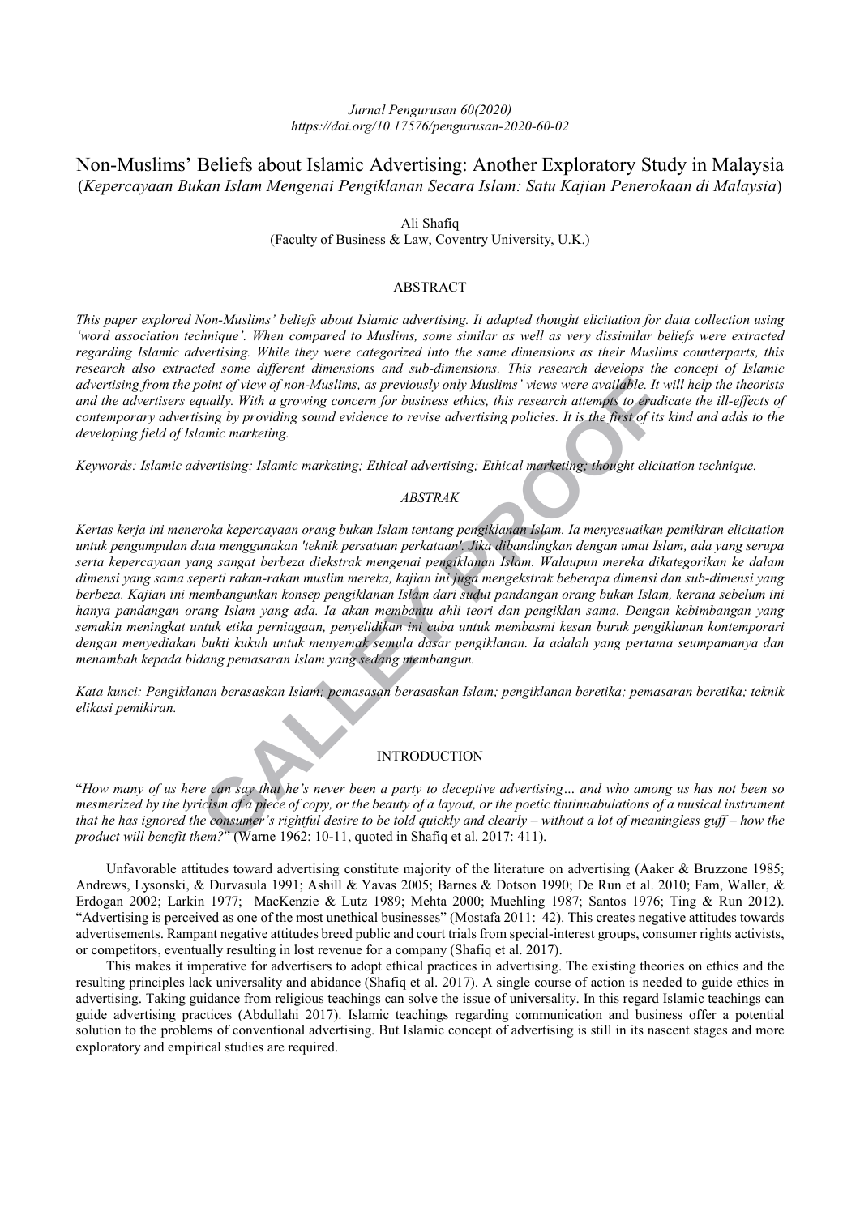# Non-Muslims' Beliefs about Islamic Advertising: Another Exploratory Study in Malaysia

(*Kepercayaan Bukan Islam Mengenai Pengiklanan Secara Islam: Satu Kajian Penerokaan di Malaysia*)

Ali Shafiq
(Faculty of Business & Law, Coventry University, U.K.)

## ABSTRACT

*This paper explored Non-Muslims' beliefs about Islamic advertising. It adapted thought elicitation for data collection using 'word association technique'. When compared to Muslims, some similar as well as very dissimilar beliefs were extracted regarding Islamic advertising. While they were categorized into the same dimensions as their Muslims counterparts, this research also extracted some different dimensions and sub-dimensions. This research develops the concept of Islamic advertising from the point of view of non-Muslims, as previously only Muslims' views were available. It will help the theorists and the advertisers equally. With a growing concern for business ethics, this research attempts to eradicate the ill-effects of contemporary advertising by providing sound evidence to revise advertising policies. It is the first of its kind and adds to the developing field of Islamic marketing.*

*Keywords: Islamic advertising; Islamic marketing; Ethical advertising; Ethical marketing; thought elicitation technique.*

## *ABSTRAK*

*Kertas kerja ini meneroka kepercayaan orang bukan Islam tentang pengiklanan Islam. Ia menyesuaikan pemikiran elicitation untuk pengumpulan data menggunakan 'teknik persatuan perkataan'. Jika dibandingkan dengan umat Islam, ada yang serupa serta kepercayaan yang sangat berbeza diekstrak mengenai pengiklanan Islam. Walaupun mereka dikategorikan ke dalam dimensi yang sama seperti rakan-rakan muslim mereka, kajian ini juga mengekstrak beberapa dimensi dan sub-dimensi yang berbeza. Kajian ini membangunkan konsep pengiklanan Islam dari sudut pandangan orang bukan Islam, kerana sebelum ini hanya pandangan orang Islam yang ada. Ia akan membantu ahli teori dan pengiklan sama. Dengan kebimbangan yang semakin meningkat untuk etika perniagaan, penyelidikan ini cuba untuk membasmi kesan buruk pengiklanan kontemporari dengan menyediakan bukti kukuh untuk menyemak semula dasar pengiklanan. Ia adalah yang pertama seumpamanya dan menambah kepada bidang pemasaran Islam yang sedang membangun.*

*Kata kunci: Pengiklanan berasaskan Islam; pemasasan berasaskan Islam; pengiklanan beretika; pemasaran beretika; teknik elikasi pemikiran.*

## INTRODUCTION

"*How many of us here can say that he's never been a party to deceptive advertising… and who among us has not been so mesmerized by the lyricism of a piece of copy, or the beauty of a layout, or the poetic tintinnabulations of a musical instrument that he has ignored the consumer's rightful desire to be told quickly and clearly – without a lot of meaningless guff – how the product will benefit them?*" (Warne 1962: 10-11, quoted in Shafiq et al. 2017: 411).

Unfavorable attitudes toward advertising constitute majority of the literature on advertising (Aaker & Bruzzone 1985; Andrews, Lysonski, & Durvasula 1991; Ashill & Yavas 2005; Barnes & Dotson 1990; De Run et al. 2010; Fam, Waller, & Erdogan 2002; Larkin 1977; MacKenzie & Lutz 1989; Mehta 2000; Muehling 1987; Santos 1976; Ting & Run 2012). "Advertising is perceived as one of the most unethical businesses" (Mostafa 2011: 42). This creates negative attitudes towards advertisements. Rampant negative attitudes breed public and court trials from special-interest groups, consumer rights activists, or competitors, eventually resulting in lost revenue for a company (Shafiq et al. 2017).

This makes it imperative for advertisers to adopt ethical practices in advertising. The existing theories on ethics and the resulting principles lack universality and abidance (Shafiq et al. 2017). A single course of action is needed to guide ethics in advertising. Taking guidance from religious teachings can solve the issue of universality. In this regard Islamic teachings can guide advertising practices (Abdullahi 2017). Islamic teachings regarding communication and business offer a potential solution to the problems of conventional advertising. But Islamic concept of advertising is still in its nascent stages and more exploratory and empirical studies are required.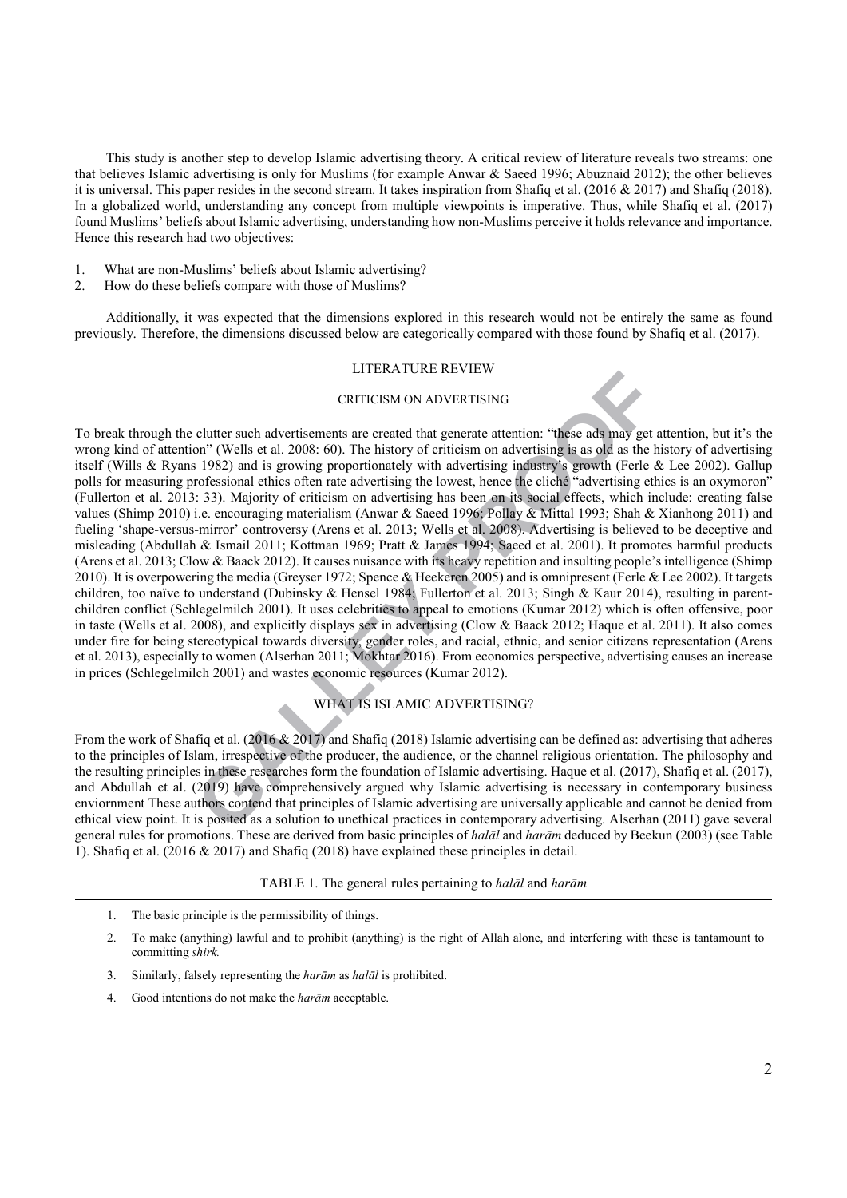This study is another step to develop Islamic advertising theory. A critical review of literature reveals two streams: one that believes Islamic advertising is only for Muslims (for example Anwar & Saeed 1996; Abuznaid 2012); the other believes it is universal. This paper resides in the second stream. It takes inspiration from Shafiq et al. (2016 & 2017) and Shafiq (2018). In a globalized world, understanding any concept from multiple viewpoints is imperative. Thus, while Shafiq et al. (2017) found Muslims' beliefs about Islamic advertising, understanding how non-Muslims perceive it holds relevance and importance. Hence this research had two objectives:

1. What are non-Muslims' beliefs about Islamic advertising?
2. How do these beliefs compare with those of Muslims?

Additionally, it was expected that the dimensions explored in this research would not be entirely the same as found previously. Therefore, the dimensions discussed below are categorically compared with those found by Shafiq et al. (2017).

## LITERATURE REVIEW

### CRITICISM ON ADVERTISING

To break through the clutter such advertisements are created that generate attention: "these ads may get attention, but it's the wrong kind of attention" (Wells et al. 2008: 60). The history of criticism on advertising is as old as the history of advertising itself (Wills & Ryans 1982) and is growing proportionately with advertising industry's growth (Ferle & Lee 2002). Gallup polls for measuring professional ethics often rate advertising the lowest, hence the cliché "advertising ethics is an oxymoron" (Fullerton et al. 2013: 33). Majority of criticism on advertising has been on its social effects, which include: creating false values (Shimp 2010) i.e. encouraging materialism (Anwar & Saeed 1996; Pollay & Mittal 1993; Shah & Xianhong 2011) and fueling 'shape-versus-mirror' controversy (Arens et al. 2013; Wells et al. 2008). Advertising is believed to be deceptive and misleading (Abdullah & Ismail 2011; Kottman 1969; Pratt & James 1994; Saeed et al. 2001). It promotes harmful products (Arens et al. 2013; Clow & Baack 2012). It causes nuisance with its heavy repetition and insulting people's intelligence (Shimp 2010). It is overpowering the media (Greyser 1972; Spence & Heekeren 2005) and is omnipresent (Ferle & Lee 2002). It targets children, too naïve to understand (Dubinsky & Hensel 1984; Fullerton et al. 2013; Singh & Kaur 2014), resulting in parent-children conflict (Schlegelmilch 2001). It uses celebrities to appeal to emotions (Kumar 2012) which is often offensive, poor in taste (Wells et al. 2008), and explicitly displays sex in advertising (Clow & Baack 2012; Haque et al. 2011). It also comes under fire for being stereotypical towards diversity, gender roles, and racial, ethnic, and senior citizens representation (Arens et al. 2013), especially to women (Alserhan 2011; Mokhtar 2016). From economics perspective, advertising causes an increase in prices (Schlegelmilch 2001) and wastes economic resources (Kumar 2012).

### WHAT IS ISLAMIC ADVERTISING?

From the work of Shafiq et al. (2016 & 2017) and Shafiq (2018) Islamic advertising can be defined as: advertising that adheres to the principles of Islam, irrespective of the producer, the audience, or the channel religious orientation. The philosophy and the resulting principles in these researches form the foundation of Islamic advertising. Haque et al. (2017), Shafiq et al. (2017), and Abdullah et al. (2019) have comprehensively argued why Islamic advertising is necessary in contemporary business enviornment These authors contend that principles of Islamic advertising are universally applicable and cannot be denied from ethical view point. It is posited as a solution to unethical practices in contemporary advertising. Alserhan (2011) gave several general rules for promotions. These are derived from basic principles of *halāl* and *harām* deduced by Beekun (2003) (see Table 1). Shafiq et al. (2016 & 2017) and Shafiq (2018) have explained these principles in detail.

TABLE 1. The general rules pertaining to *halāl* and *harām*

1. The basic principle is the permissibility of things.
2. To make (anything) lawful and to prohibit (anything) is the right of Allah alone, and interfering with these is tantamount to committing *shirk.*
3. Similarly, falsely representing the *harām* as *halāl* is prohibited.
4. Good intentions do not make the *harām* acceptable.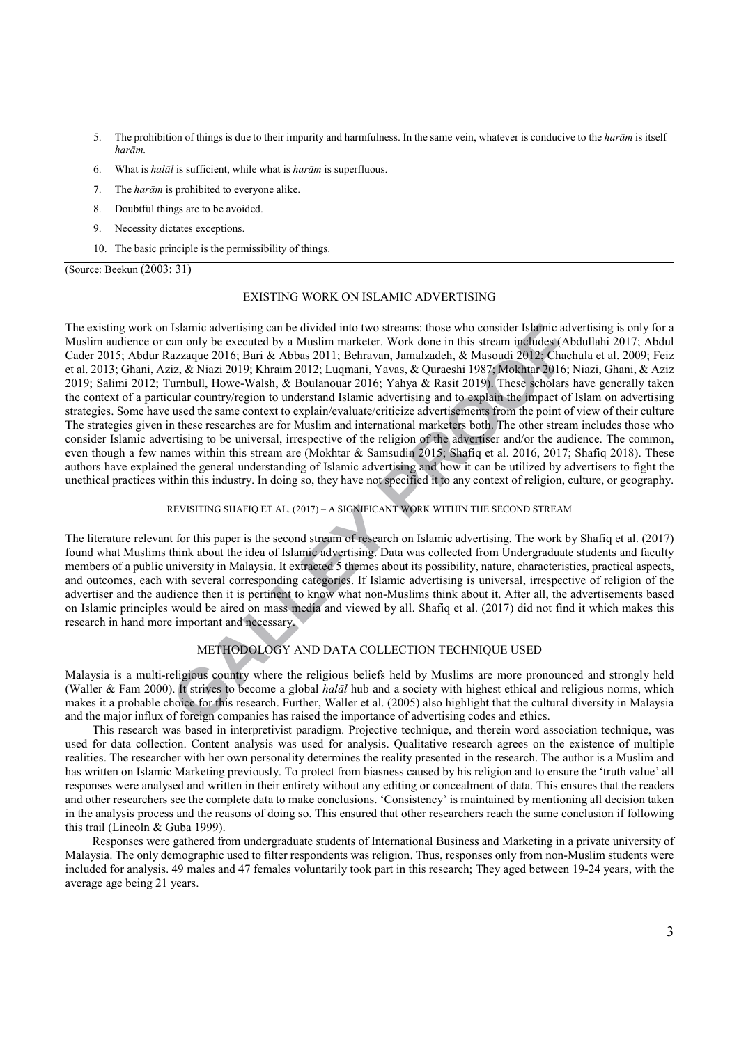5. The prohibition of things is due to their impurity and harmfulness. In the same vein, whatever is conducive to the *harām* is itself *harām.*

6. What is *halāl* is sufficient, while what is *harām* is superfluous.

7. The *harām* is prohibited to everyone alike.

8. Doubtful things are to be avoided.

9. Necessity dictates exceptions.

10. The basic principle is the permissibility of things.

(Source: Beekun (2003: 31)

## EXISTING WORK ON ISLAMIC ADVERTISING

The existing work on Islamic advertising can be divided into two streams: those who consider Islamic advertising is only for a Muslim audience or can only be executed by a Muslim marketer. Work done in this stream includes (Abdullahi 2017; Abdul Cader 2015; Abdur Razzaque 2016; Bari & Abbas 2011; Behravan, Jamalzadeh, & Masoudi 2012; Chachula et al. 2009; Feiz et al. 2013; Ghani, Aziz, & Niazi 2019; Khraim 2012; Luqmani, Yavas, & Quraeshi 1987; Mokhtar 2016; Niazi, Ghani, & Aziz 2019; Salimi 2012; Turnbull, Howe-Walsh, & Boulanouar 2016; Yahya & Rasit 2019). These scholars have generally taken the context of a particular country/region to understand Islamic advertising and to explain the impact of Islam on advertising strategies. Some have used the same context to explain/evaluate/criticize advertisements from the point of view of their culture The strategies given in these researches are for Muslim and international marketers both. The other stream includes those who consider Islamic advertising to be universal, irrespective of the religion of the advertiser and/or the audience. The common, even though a few names within this stream are (Mokhtar & Samsudin 2015; Shafiq et al. 2016, 2017; Shafiq 2018). These authors have explained the general understanding of Islamic advertising and how it can be utilized by advertisers to fight the unethical practices within this industry. In doing so, they have not specified it to any context of religion, culture, or geography.

### REVISITING SHAFIQ ET AL. (2017) – A SIGNIFICANT WORK WITHIN THE SECOND STREAM

The literature relevant for this paper is the second stream of research on Islamic advertising. The work by Shafiq et al. (2017) found what Muslims think about the idea of Islamic advertising. Data was collected from Undergraduate students and faculty members of a public university in Malaysia. It extracted 5 themes about its possibility, nature, characteristics, practical aspects, and outcomes, each with several corresponding categories. If Islamic advertising is universal, irrespective of religion of the advertiser and the audience then it is pertinent to know what non-Muslims think about it. After all, the advertisements based on Islamic principles would be aired on mass media and viewed by all. Shafiq et al. (2017) did not find it which makes this research in hand more important and necessary.

## METHODOLOGY AND DATA COLLECTION TECHNIQUE USED

Malaysia is a multi-religious country where the religious beliefs held by Muslims are more pronounced and strongly held (Waller & Fam 2000). It strives to become a global *halāl* hub and a society with highest ethical and religious norms, which makes it a probable choice for this research. Further, Waller et al. (2005) also highlight that the cultural diversity in Malaysia and the major influx of foreign companies has raised the importance of advertising codes and ethics.

This research was based in interpretivist paradigm. Projective technique, and therein word association technique, was used for data collection. Content analysis was used for analysis. Qualitative research agrees on the existence of multiple realities. The researcher with her own personality determines the reality presented in the research. The author is a Muslim and has written on Islamic Marketing previously. To protect from biasness caused by his religion and to ensure the 'truth value' all responses were analysed and written in their entirety without any editing or concealment of data. This ensures that the readers and other researchers see the complete data to make conclusions. 'Consistency' is maintained by mentioning all decision taken in the analysis process and the reasons of doing so. This ensured that other researchers reach the same conclusion if following this trail (Lincoln & Guba 1999).

Responses were gathered from undergraduate students of International Business and Marketing in a private university of Malaysia. The only demographic used to filter respondents was religion. Thus, responses only from non-Muslim students were included for analysis. 49 males and 47 females voluntarily took part in this research; They aged between 19-24 years, with the average age being 21 years.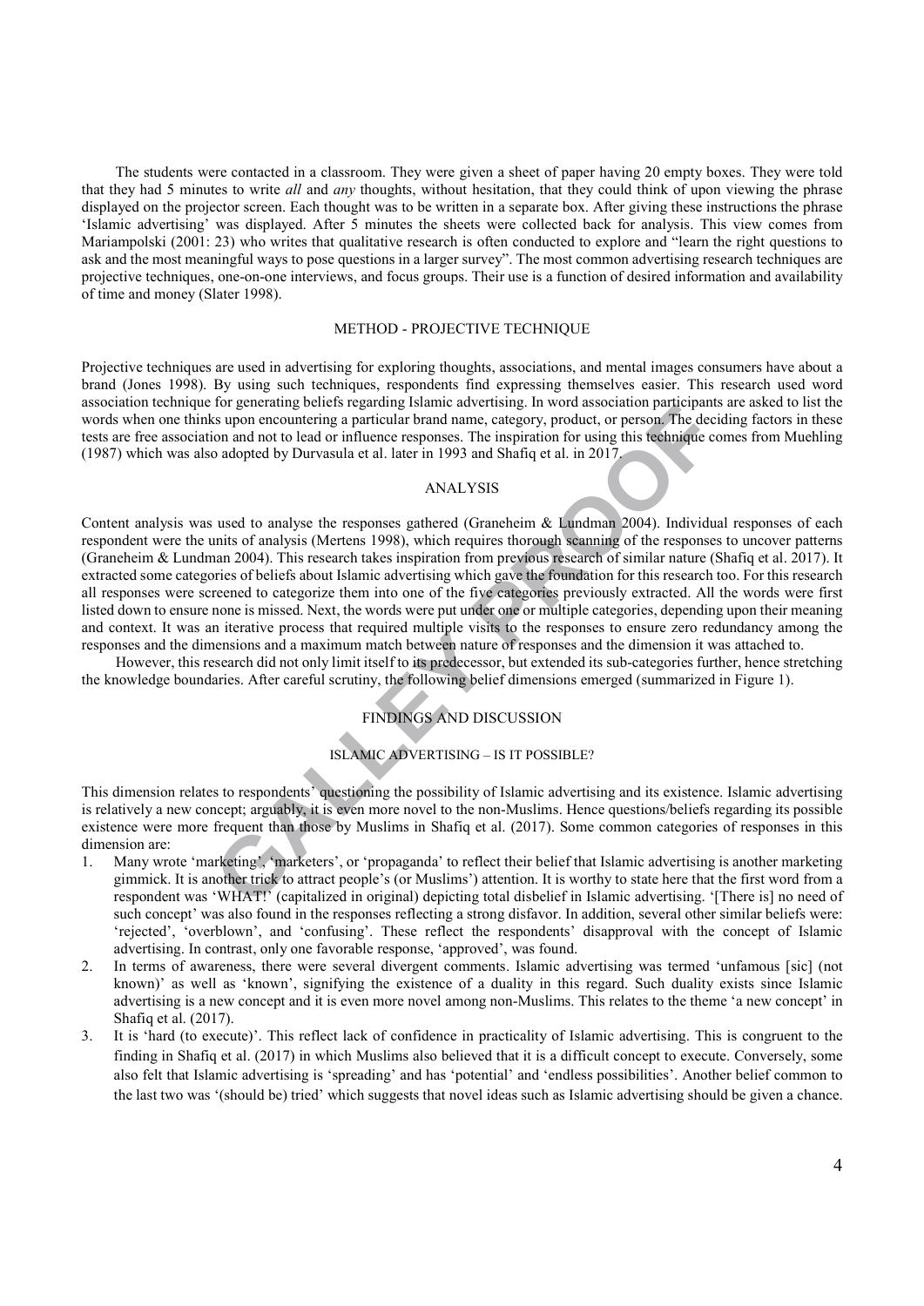The students were contacted in a classroom. They were given a sheet of paper having 20 empty boxes. They were told that they had 5 minutes to write *all* and *any* thoughts, without hesitation, that they could think of upon viewing the phrase displayed on the projector screen. Each thought was to be written in a separate box. After giving these instructions the phrase 'Islamic advertising' was displayed. After 5 minutes the sheets were collected back for analysis. This view comes from Mariampolski (2001: 23) who writes that qualitative research is often conducted to explore and "learn the right questions to ask and the most meaningful ways to pose questions in a larger survey". The most common advertising research techniques are projective techniques, one-on-one interviews, and focus groups. Their use is a function of desired information and availability of time and money (Slater 1998).

## METHOD - PROJECTIVE TECHNIQUE

Projective techniques are used in advertising for exploring thoughts, associations, and mental images consumers have about a brand (Jones 1998). By using such techniques, respondents find expressing themselves easier. This research used word association technique for generating beliefs regarding Islamic advertising. In word association participants are asked to list the words when one thinks upon encountering a particular brand name, category, product, or person. The deciding factors in these tests are free association and not to lead or influence responses. The inspiration for using this technique comes from Muehling (1987) which was also adopted by Durvasula et al. later in 1993 and Shafiq et al. in 2017.

## ANALYSIS

Content analysis was used to analyse the responses gathered (Graneheim & Lundman 2004). Individual responses of each respondent were the units of analysis (Mertens 1998), which requires thorough scanning of the responses to uncover patterns (Graneheim & Lundman 2004). This research takes inspiration from previous research of similar nature (Shafiq et al. 2017). It extracted some categories of beliefs about Islamic advertising which gave the foundation for this research too. For this research all responses were screened to categorize them into one of the five categories previously extracted. All the words were first listed down to ensure none is missed. Next, the words were put under one or multiple categories, depending upon their meaning and context. It was an iterative process that required multiple visits to the responses to ensure zero redundancy among the responses and the dimensions and a maximum match between nature of responses and the dimension it was attached to.

However, this research did not only limit itself to its predecessor, but extended its sub-categories further, hence stretching the knowledge boundaries. After careful scrutiny, the following belief dimensions emerged (summarized in Figure 1).

## FINDINGS AND DISCUSSION

### ISLAMIC ADVERTISING – IS IT POSSIBLE?

This dimension relates to respondents' questioning the possibility of Islamic advertising and its existence. Islamic advertising is relatively a new concept; arguably, it is even more novel to the non-Muslims. Hence questions/beliefs regarding its possible existence were more frequent than those by Muslims in Shafiq et al. (2017). Some common categories of responses in this dimension are:

1. Many wrote 'marketing', 'marketers', or 'propaganda' to reflect their belief that Islamic advertising is another marketing gimmick. It is another trick to attract people's (or Muslims') attention. It is worthy to state here that the first word from a respondent was 'WHAT!' (capitalized in original) depicting total disbelief in Islamic advertising. '[There is] no need of such concept' was also found in the responses reflecting a strong disfavor. In addition, several other similar beliefs were: 'rejected', 'overblown', and 'confusing'. These reflect the respondents' disapproval with the concept of Islamic advertising. In contrast, only one favorable response, 'approved', was found.
2. In terms of awareness, there were several divergent comments. Islamic advertising was termed 'unfamous [sic] (not known)' as well as 'known', signifying the existence of a duality in this regard. Such duality exists since Islamic advertising is a new concept and it is even more novel among non-Muslims. This relates to the theme 'a new concept' in Shafiq et al. (2017).
3. It is 'hard (to execute)'. This reflect lack of confidence in practicality of Islamic advertising. This is congruent to the finding in Shafiq et al. (2017) in which Muslims also believed that it is a difficult concept to execute. Conversely, some also felt that Islamic advertising is 'spreading' and has 'potential' and 'endless possibilities'. Another belief common to the last two was '(should be) tried' which suggests that novel ideas such as Islamic advertising should be given a chance.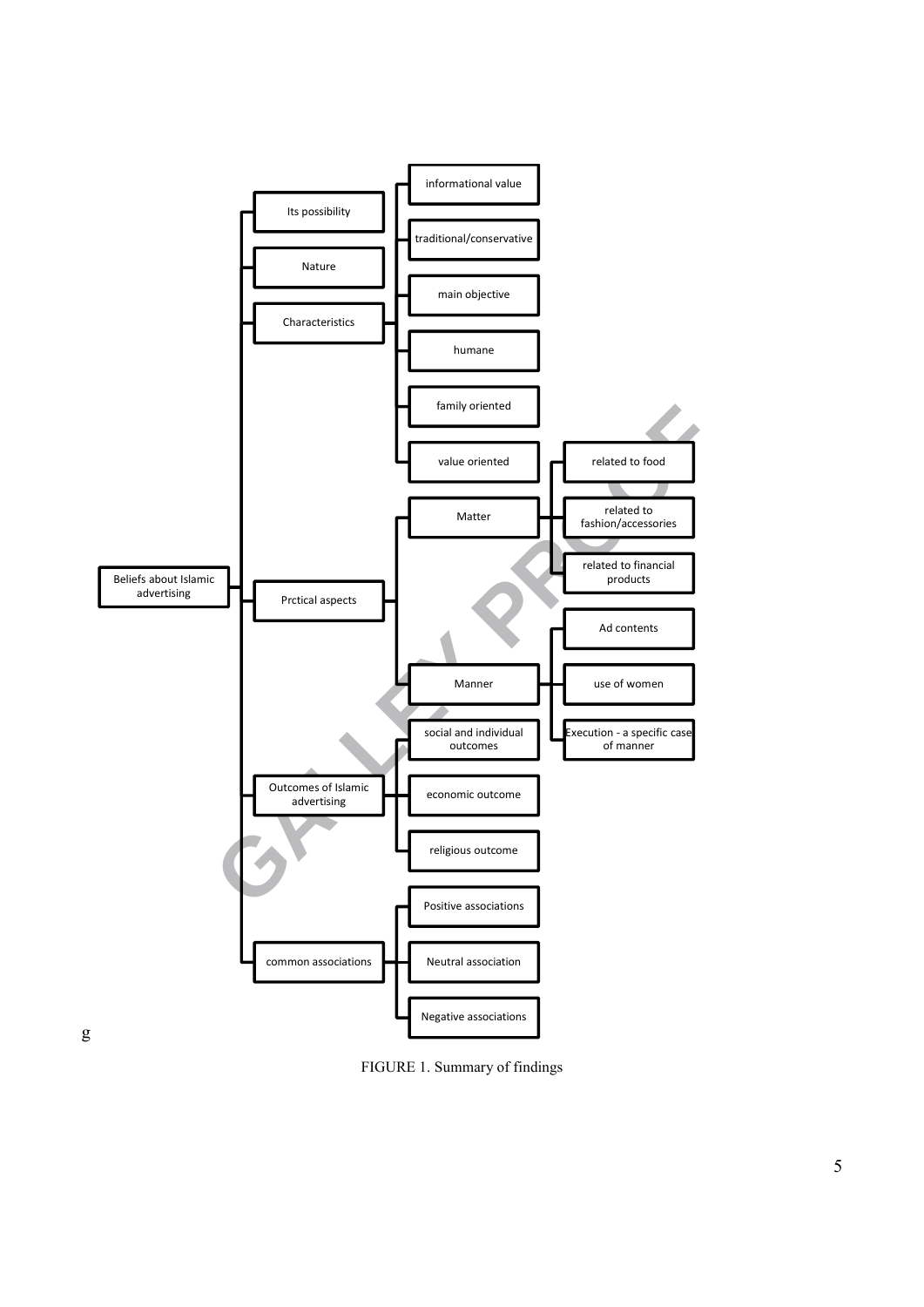- Beliefs about Islamic advertising
  - Its possibility
  - Nature
  - Characteristics
    - informational value
    - traditional/conservative
    - main objective
    - humane
    - family oriented
    - value oriented
  - Prctical aspects
    - Matter
      - related to food
      - related to fashion/accessories
      - related to financial products
    - Manner
      - Ad contents
      - use of women
      - Execution - a specific case of manner
  - Outcomes of Islamic advertising
    - social and individual outcomes
    - economic outcome
    - religious outcome
  - common associations
    - Positive associations
    - Neutral association
    - Negative associations

FIGURE 1. Summary of findings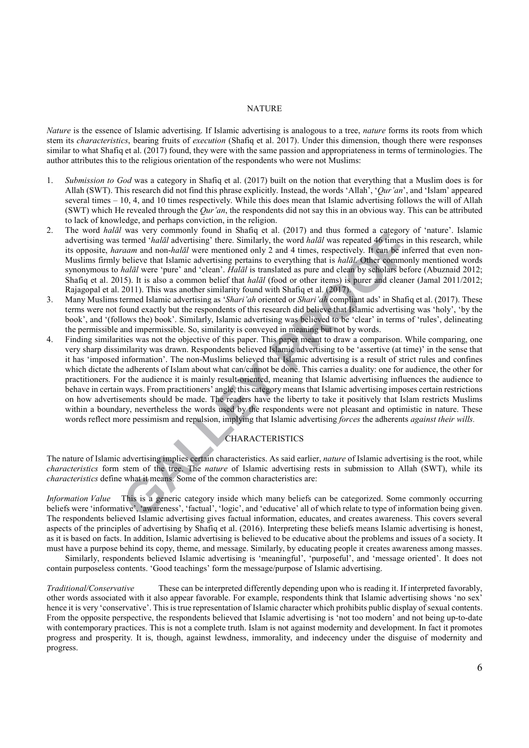## NATURE

*Nature* is the essence of Islamic advertising. If Islamic advertising is analogous to a tree, *nature* forms its roots from which stem its *characteristics*, bearing fruits of *execution* (Shafiq et al. 2017). Under this dimension, though there were responses similar to what Shafiq et al. (2017) found, they were with the same passion and appropriateness in terms of terminologies. The author attributes this to the religious orientation of the respondents who were not Muslims:

1. *Submission to God* was a category in Shafiq et al. (2017) built on the notion that everything that a Muslim does is for Allah (SWT). This research did not find this phrase explicitly. Instead, the words 'Allah', '*Qur'an*', and 'Islam' appeared several times – 10, 4, and 10 times respectively. While this does mean that Islamic advertising follows the will of Allah (SWT) which He revealed through the *Qur'an*, the respondents did not say this in an obvious way. This can be attributed to lack of knowledge, and perhaps conviction, in the religion.
2. The word *halāl* was very commonly found in Shafiq et al. (2017) and thus formed a category of 'nature'. Islamic advertising was termed '*halāl* advertising' there. Similarly, the word *halāl* was repeated 46 times in this research, while its opposite, *haraam* and non-*halāl* were mentioned only 2 and 4 times, respectively. It can be inferred that even non-Muslims firmly believe that Islamic advertising pertains to everything that is *halāl*. Other commonly mentioned words synonymous to *halāl* were 'pure' and 'clean'. *Halāl* is translated as pure and clean by scholars before (Abuznaid 2012; Shafiq et al. 2015). It is also a common belief that *halāl* (food or other items) is purer and cleaner (Jamal 2011/2012; Rajagopal et al. 2011). This was another similarity found with Shafiq et al. (2017).
3. Many Muslims termed Islamic advertising as '*Shari'ah* oriented or *Shari'ah* compliant ads' in Shafiq et al. (2017). These terms were not found exactly but the respondents of this research did believe that Islamic advertising was 'holy', 'by the book', and '(follows the) book'. Similarly, Islamic advertising was believed to be 'clear' in terms of 'rules', delineating the permissible and impermissible. So, similarity is conveyed in meaning but not by words.
4. Finding similarities was not the objective of this paper. This paper meant to draw a comparison. While comparing, one very sharp dissimilarity was drawn. Respondents believed Islamic advertising to be 'assertive (at time)' in the sense that it has 'imposed information'. The non-Muslims believed that Islamic advertising is a result of strict rules and confines which dictate the adherents of Islam about what can/cannot be done. This carries a duality: one for audience, the other for practitioners. For the audience it is mainly result-oriented, meaning that Islamic advertising influences the audience to behave in certain ways. From practitioners' angle, this category means that Islamic advertising imposes certain restrictions on how advertisements should be made. The readers have the liberty to take it positively that Islam restricts Muslims within a boundary, nevertheless the words used by the respondents were not pleasant and optimistic in nature. These words reflect more pessimism and repulsion, implying that Islamic advertising *forces* the adherents *against their wills.*

## CHARACTERISTICS

The nature of Islamic advertising implies certain characteristics. As said earlier, *nature* of Islamic advertising is the root, while *characteristics* form stem of the tree. The *nature* of Islamic advertising rests in submission to Allah (SWT), while its *characteristics* define what it means. Some of the common characteristics are:

*Information Value* This is a generic category inside which many beliefs can be categorized. Some commonly occurring beliefs were 'informative', 'awareness', 'factual', 'logic', and 'educative' all of which relate to type of information being given. The respondents believed Islamic advertising gives factual information, educates, and creates awareness. This covers several aspects of the principles of advertising by Shafiq et al. (2016). Interpreting these beliefs means Islamic advertising is honest, as it is based on facts. In addition, Islamic advertising is believed to be educative about the problems and issues of a society. It must have a purpose behind its copy, theme, and message. Similarly, by educating people it creates awareness among masses.

Similarly, respondents believed Islamic advertising is 'meaningful', 'purposeful', and 'message oriented'. It does not contain purposeless contents. 'Good teachings' form the message/purpose of Islamic advertising.

*Traditional/Conservative* These can be interpreted differently depending upon who is reading it. If interpreted favorably, other words associated with it also appear favorable. For example, respondents think that Islamic advertising shows 'no sex' hence it is very 'conservative'. This is true representation of Islamic character which prohibits public display of sexual contents. From the opposite perspective, the respondents believed that Islamic advertising is 'not too modern' and not being up-to-date with contemporary practices. This is not a complete truth. Islam is not against modernity and development. In fact it promotes progress and prosperity. It is, though, against lewdness, immorality, and indecency under the disguise of modernity and progress.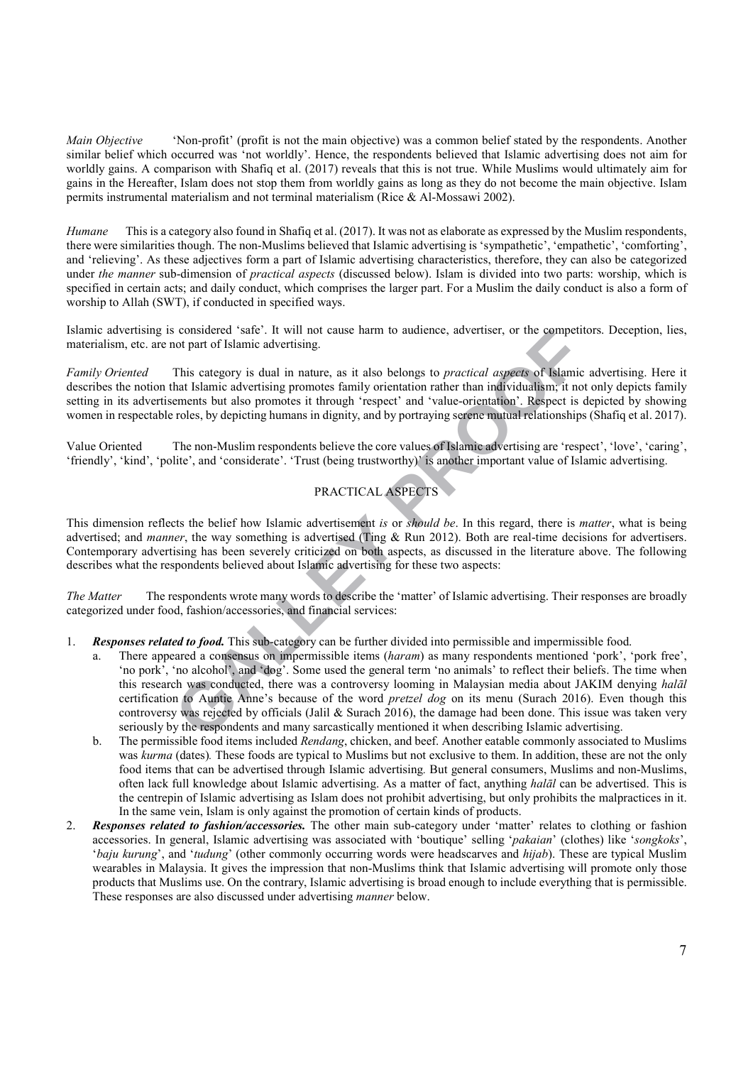*Main Objective* 'Non-profit' (profit is not the main objective) was a common belief stated by the respondents. Another similar belief which occurred was 'not worldly'. Hence, the respondents believed that Islamic advertising does not aim for worldly gains. A comparison with Shafiq et al. (2017) reveals that this is not true. While Muslims would ultimately aim for gains in the Hereafter, Islam does not stop them from worldly gains as long as they do not become the main objective. Islam permits instrumental materialism and not terminal materialism (Rice & Al-Mossawi 2002).

*Humane* This is a category also found in Shafiq et al. (2017). It was not as elaborate as expressed by the Muslim respondents, there were similarities though. The non-Muslims believed that Islamic advertising is 'sympathetic', 'empathetic', 'comforting', and 'relieving'. As these adjectives form a part of Islamic advertising characteristics, therefore, they can also be categorized under *the manner* sub-dimension of *practical aspects* (discussed below). Islam is divided into two parts: worship, which is specified in certain acts; and daily conduct, which comprises the larger part. For a Muslim the daily conduct is also a form of worship to Allah (SWT), if conducted in specified ways.

Islamic advertising is considered 'safe'. It will not cause harm to audience, advertiser, or the competitors. Deception, lies, materialism, etc. are not part of Islamic advertising.

*Family Oriented* This category is dual in nature, as it also belongs to *practical aspects* of Islamic advertising. Here it describes the notion that Islamic advertising promotes family orientation rather than individualism; it not only depicts family setting in its advertisements but also promotes it through 'respect' and 'value-orientation'. Respect is depicted by showing women in respectable roles, by depicting humans in dignity, and by portraying serene mutual relationships (Shafiq et al. 2017).

Value Oriented The non-Muslim respondents believe the core values of Islamic advertising are 'respect', 'love', 'caring', 'friendly', 'kind', 'polite', and 'considerate'. 'Trust (being trustworthy)' is another important value of Islamic advertising.

## PRACTICAL ASPECTS

This dimension reflects the belief how Islamic advertisement *is* or *should be*. In this regard, there is *matter*, what is being advertised; and *manner*, the way something is advertised (Ting & Run 2012). Both are real-time decisions for advertisers. Contemporary advertising has been severely criticized on both aspects, as discussed in the literature above. The following describes what the respondents believed about Islamic advertising for these two aspects:

*The Matter* The respondents wrote many words to describe the 'matter' of Islamic advertising. Their responses are broadly categorized under food, fashion/accessories, and financial services:

1. ***Responses related to food.*** This sub-category can be further divided into permissible and impermissible food.
   a. There appeared a consensus on impermissible items (*haram*) as many respondents mentioned 'pork', 'pork free', 'no pork', 'no alcohol', and 'dog'. Some used the general term 'no animals' to reflect their beliefs. The time when this research was conducted, there was a controversy looming in Malaysian media about JAKIM denying *halāl* certification to Auntie Anne's because of the word *pretzel dog* on its menu (Surach 2016). Even though this controversy was rejected by officials (Jalil & Surach 2016), the damage had been done. This issue was taken very seriously by the respondents and many sarcastically mentioned it when describing Islamic advertising.
   b. The permissible food items included *Rendang*, chicken, and beef. Another eatable commonly associated to Muslims was *kurma* (dates). These foods are typical to Muslims but not exclusive to them. In addition, these are not the only food items that can be advertised through Islamic advertising. But general consumers, Muslims and non-Muslims, often lack full knowledge about Islamic advertising. As a matter of fact, anything *halāl* can be advertised. This is the centrepin of Islamic advertising as Islam does not prohibit advertising, but only prohibits the malpractices in it. In the same vein, Islam is only against the promotion of certain kinds of products.
2. ***Responses related to fashion/accessories.*** The other main sub-category under 'matter' relates to clothing or fashion accessories. In general, Islamic advertising was associated with 'boutique' selling '*pakaian*' (clothes) like '*songkoks*', '*baju kurung*', and '*tudung*' (other commonly occurring words were headscarves and *hijab*). These are typical Muslim wearables in Malaysia. It gives the impression that non-Muslims think that Islamic advertising will promote only those products that Muslims use. On the contrary, Islamic advertising is broad enough to include everything that is permissible. These responses are also discussed under advertising *manner* below.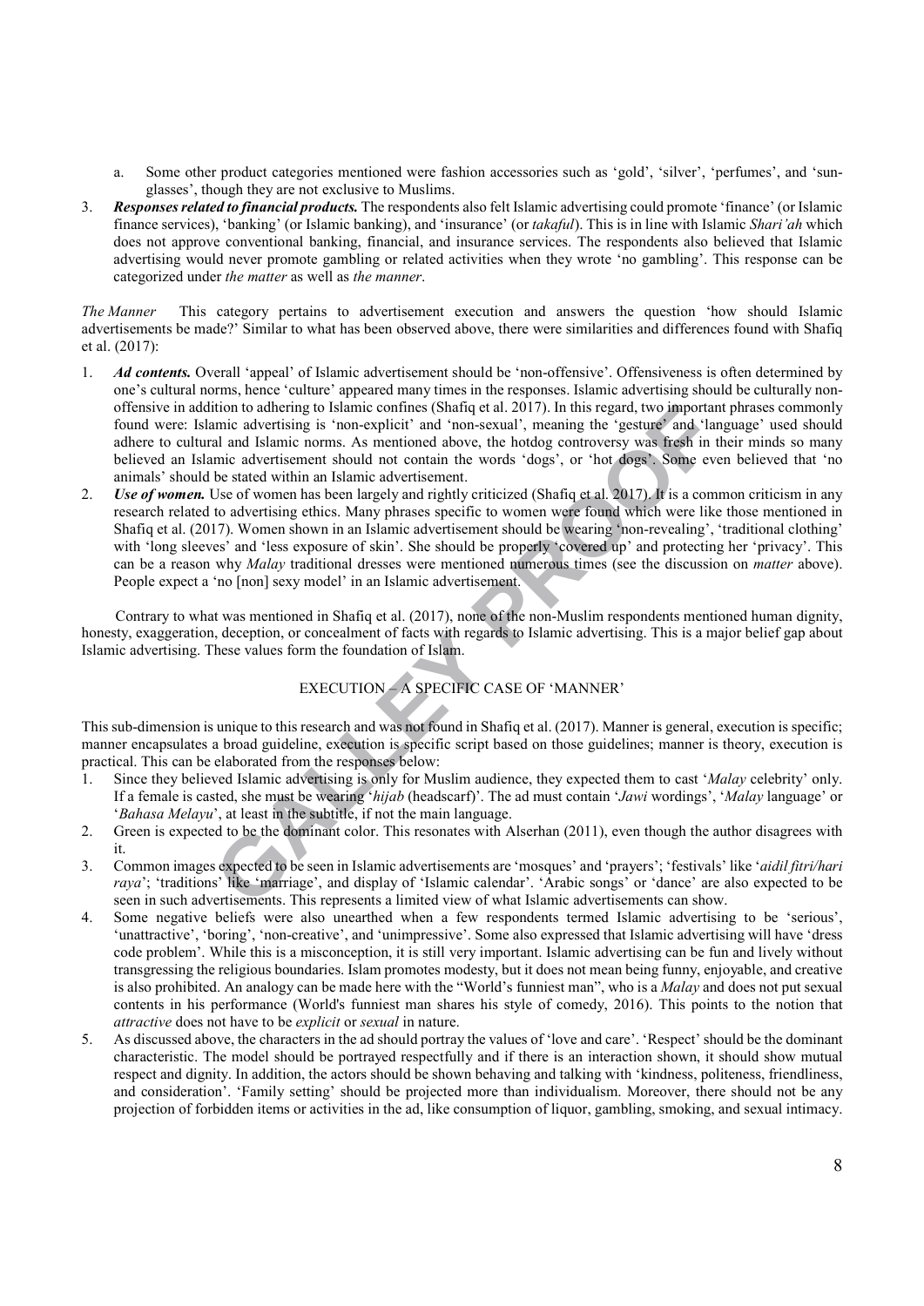a. Some other product categories mentioned were fashion accessories such as 'gold', 'silver', 'perfumes', and 'sun-glasses', though they are not exclusive to Muslims.

3. ***Responses related to financial products.*** The respondents also felt Islamic advertising could promote 'finance' (or Islamic finance services), 'banking' (or Islamic banking), and 'insurance' (or *takaful*). This is in line with Islamic *Shari'ah* which does not approve conventional banking, financial, and insurance services. The respondents also believed that Islamic advertising would never promote gambling or related activities when they wrote 'no gambling'. This response can be categorized under *the matter* as well as *the manner*.

*The Manner* This category pertains to advertisement execution and answers the question 'how should Islamic advertisements be made?' Similar to what has been observed above, there were similarities and differences found with Shafiq et al. (2017):

1. ***Ad contents.*** Overall 'appeal' of Islamic advertisement should be 'non-offensive'. Offensiveness is often determined by one's cultural norms, hence 'culture' appeared many times in the responses. Islamic advertising should be culturally non-offensive in addition to adhering to Islamic confines (Shafiq et al. 2017). In this regard, two important phrases commonly found were: Islamic advertising is 'non-explicit' and 'non-sexual', meaning the 'gesture' and 'language' used should adhere to cultural and Islamic norms. As mentioned above, the hotdog controversy was fresh in their minds so many believed an Islamic advertisement should not contain the words 'dogs', or 'hot dogs'. Some even believed that 'no animals' should be stated within an Islamic advertisement.
2. ***Use of women.*** Use of women has been largely and rightly criticized (Shafiq et al. 2017). It is a common criticism in any research related to advertising ethics. Many phrases specific to women were found which were like those mentioned in Shafiq et al. (2017). Women shown in an Islamic advertisement should be wearing 'non-revealing', 'traditional clothing' with 'long sleeves' and 'less exposure of skin'. She should be properly 'covered up' and protecting her 'privacy'. This can be a reason why *Malay* traditional dresses were mentioned numerous times (see the discussion on *matter* above). People expect a 'no [non] sexy model' in an Islamic advertisement.

Contrary to what was mentioned in Shafiq et al. (2017), none of the non-Muslim respondents mentioned human dignity, honesty, exaggeration, deception, or concealment of facts with regards to Islamic advertising. This is a major belief gap about Islamic advertising. These values form the foundation of Islam.

## EXECUTION – A SPECIFIC CASE OF 'MANNER'

This sub-dimension is unique to this research and was not found in Shafiq et al. (2017). Manner is general, execution is specific; manner encapsulates a broad guideline, execution is specific script based on those guidelines; manner is theory, execution is practical. This can be elaborated from the responses below:

1. Since they believed Islamic advertising is only for Muslim audience, they expected them to cast '*Malay* celebrity' only. If a female is casted, she must be wearing '*hijab* (headscarf)'. The ad must contain '*Jawi* wordings', '*Malay* language' or '*Bahasa Melayu*', at least in the subtitle, if not the main language.
2. Green is expected to be the dominant color. This resonates with Alserhan (2011), even though the author disagrees with it.
3. Common images expected to be seen in Islamic advertisements are 'mosques' and 'prayers'; 'festivals' like '*aidil fitri/hari raya*'; 'traditions' like 'marriage', and display of 'Islamic calendar'. 'Arabic songs' or 'dance' are also expected to be seen in such advertisements. This represents a limited view of what Islamic advertisements can show.
4. Some negative beliefs were also unearthed when a few respondents termed Islamic advertising to be 'serious', 'unattractive', 'boring', 'non-creative', and 'unimpressive'. Some also expressed that Islamic advertising will have 'dress code problem'. While this is a misconception, it is still very important. Islamic advertising can be fun and lively without transgressing the religious boundaries. Islam promotes modesty, but it does not mean being funny, enjoyable, and creative is also prohibited. An analogy can be made here with the "World's funniest man", who is a *Malay* and does not put sexual contents in his performance (World's funniest man shares his style of comedy, 2016). This points to the notion that *attractive* does not have to be *explicit* or *sexual* in nature.
5. As discussed above, the characters in the ad should portray the values of 'love and care'. 'Respect' should be the dominant characteristic. The model should be portrayed respectfully and if there is an interaction shown, it should show mutual respect and dignity. In addition, the actors should be shown behaving and talking with 'kindness, politeness, friendliness, and consideration'. 'Family setting' should be projected more than individualism. Moreover, there should not be any projection of forbidden items or activities in the ad, like consumption of liquor, gambling, smoking, and sexual intimacy.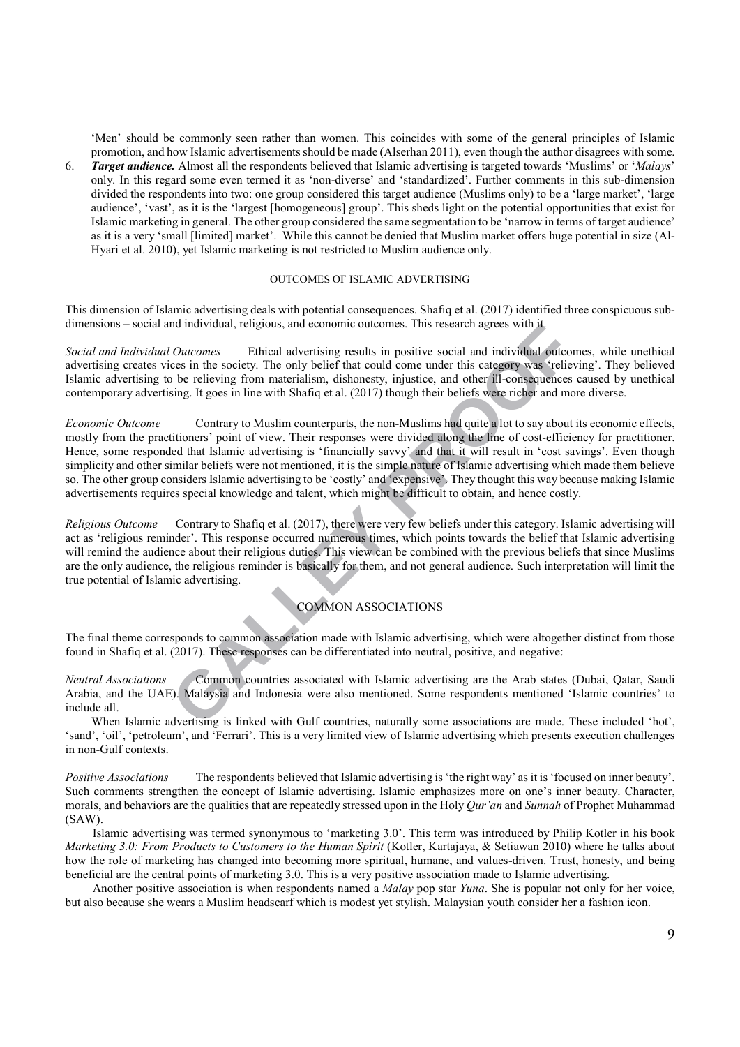'Men' should be commonly seen rather than women. This coincides with some of the general principles of Islamic promotion, and how Islamic advertisements should be made (Alserhan 2011), even though the author disagrees with some.

6. ***Target audience.*** Almost all the respondents believed that Islamic advertising is targeted towards 'Muslims' or '*Malays*' only. In this regard some even termed it as 'non-diverse' and 'standardized'. Further comments in this sub-dimension divided the respondents into two: one group considered this target audience (Muslims only) to be a 'large market', 'large audience', 'vast', as it is the 'largest [homogeneous] group'. This sheds light on the potential opportunities that exist for Islamic marketing in general. The other group considered the same segmentation to be 'narrow in terms of target audience' as it is a very 'small [limited] market'. While this cannot be denied that Muslim market offers huge potential in size (Al-Hyari et al. 2010), yet Islamic marketing is not restricted to Muslim audience only.

## OUTCOMES OF ISLAMIC ADVERTISING

This dimension of Islamic advertising deals with potential consequences. Shafiq et al. (2017) identified three conspicuous sub-dimensions – social and individual, religious, and economic outcomes. This research agrees with it.

*Social and Individual Outcomes* Ethical advertising results in positive social and individual outcomes, while unethical advertising creates vices in the society. The only belief that could come under this category was 'relieving'. They believed Islamic advertising to be relieving from materialism, dishonesty, injustice, and other ill-consequences caused by unethical contemporary advertising. It goes in line with Shafiq et al. (2017) though their beliefs were richer and more diverse.

*Economic Outcome* Contrary to Muslim counterparts, the non-Muslims had quite a lot to say about its economic effects, mostly from the practitioners' point of view. Their responses were divided along the line of cost-efficiency for practitioner. Hence, some responded that Islamic advertising is 'financially savvy' and that it will result in 'cost savings'. Even though simplicity and other similar beliefs were not mentioned, it is the simple nature of Islamic advertising which made them believe so. The other group considers Islamic advertising to be 'costly' and 'expensive'. They thought this way because making Islamic advertisements requires special knowledge and talent, which might be difficult to obtain, and hence costly.

*Religious Outcome* Contrary to Shafiq et al. (2017), there were very few beliefs under this category. Islamic advertising will act as 'religious reminder'. This response occurred numerous times, which points towards the belief that Islamic advertising will remind the audience about their religious duties. This view can be combined with the previous beliefs that since Muslims are the only audience, the religious reminder is basically for them, and not general audience. Such interpretation will limit the true potential of Islamic advertising.

## COMMON ASSOCIATIONS

The final theme corresponds to common association made with Islamic advertising, which were altogether distinct from those found in Shafiq et al. (2017). These responses can be differentiated into neutral, positive, and negative:

*Neutral Associations* Common countries associated with Islamic advertising are the Arab states (Dubai, Qatar, Saudi Arabia, and the UAE). Malaysia and Indonesia were also mentioned. Some respondents mentioned 'Islamic countries' to include all.

When Islamic advertising is linked with Gulf countries, naturally some associations are made. These included 'hot', 'sand', 'oil', 'petroleum', and 'Ferrari'. This is a very limited view of Islamic advertising which presents execution challenges in non-Gulf contexts.

*Positive Associations* The respondents believed that Islamic advertising is 'the right way' as it is 'focused on inner beauty'. Such comments strengthen the concept of Islamic advertising. Islamic emphasizes more on one's inner beauty. Character, morals, and behaviors are the qualities that are repeatedly stressed upon in the Holy *Qur'an* and *Sunnah* of Prophet Muhammad (SAW).

Islamic advertising was termed synonymous to 'marketing 3.0'. This term was introduced by Philip Kotler in his book *Marketing 3.0: From Products to Customers to the Human Spirit* (Kotler, Kartajaya, & Setiawan 2010) where he talks about how the role of marketing has changed into becoming more spiritual, humane, and values-driven. Trust, honesty, and being beneficial are the central points of marketing 3.0. This is a very positive association made to Islamic advertising.

Another positive association is when respondents named a *Malay* pop star *Yuna*. She is popular not only for her voice, but also because she wears a Muslim headscarf which is modest yet stylish. Malaysian youth consider her a fashion icon.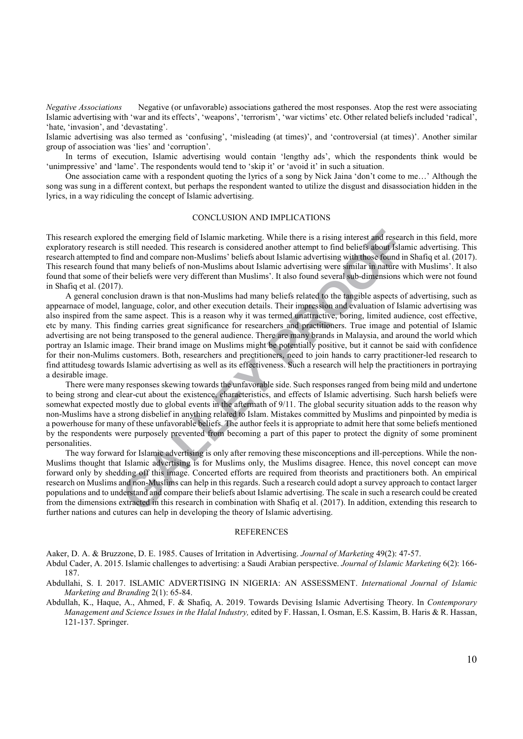*Negative Associations* Negative (or unfavorable) associations gathered the most responses. Atop the rest were associating Islamic advertising with 'war and its effects', 'weapons', 'terrorism', 'war victims' etc. Other related beliefs included 'radical', 'hate, 'invasion', and 'devastating'.

Islamic advertising was also termed as 'confusing', 'misleading (at times)', and 'controversial (at times)'. Another similar group of association was 'lies' and 'corruption'.

In terms of execution, Islamic advertising would contain 'lengthy ads', which the respondents think would be 'unimpressive' and 'lame'. The respondents would tend to 'skip it' or 'avoid it' in such a situation.

One association came with a respondent quoting the lyrics of a song by Nick Jaina 'don't come to me…' Although the song was sung in a different context, but perhaps the respondent wanted to utilize the disgust and disassociation hidden in the lyrics, in a way ridiculing the concept of Islamic advertising.

## CONCLUSION AND IMPLICATIONS

This research explored the emerging field of Islamic marketing. While there is a rising interest and research in this field, more exploratory research is still needed. This research is considered another attempt to find beliefs about Islamic advertising. This research attempted to find and compare non-Muslims' beliefs about Islamic advertising with those found in Shafiq et al. (2017). This research found that many beliefs of non-Muslims about Islamic advertising were similar in nature with Muslims'. It also found that some of their beliefs were very different than Muslims'. It also found several sub-dimensions which were not found in Shafiq et al. (2017).

A general conclusion drawn is that non-Muslims had many beliefs related to the tangible aspects of advertising, such as appearnace of model, language, color, and other execution details. Their impression and evaluation of Islamic advertising was also inspired from the same aspect. This is a reason why it was termed unattractive, boring, limited audience, cost effective, etc by many. This finding carries great significance for researchers and practitioners. True image and potential of Islamic advertising are not being transposed to the general audience. There are many brands in Malaysia, and around the world which portray an Islamic image. Their brand image on Muslims might be potentially positive, but it cannot be said with confidence for their non-Mulims customers. Both, researchers and prectitioners, need to join hands to carry practitioner-led research to find attitudesg towards Islamic advertising as well as its effectiveness. Such a research will help the practitioners in portraying a desirable image.

There were many responses skewing towards the unfavorable side. Such responses ranged from being mild and undertone to being strong and clear-cut about the existence, characteristics, and effects of Islamic advertising. Such harsh beliefs were somewhat expected mostly due to global events in the aftermath of 9/11. The global security situation adds to the reason why non-Muslims have a strong disbelief in anything related to Islam. Mistakes committed by Muslims and pinpointed by media is a powerhouse for many of these unfavorable beliefs. The author feels it is appropriate to admit here that some beliefs mentioned by the respondents were purposely prevented from becoming a part of this paper to protect the dignity of some prominent personalities.

The way forward for Islamic advertising is only after removing these misconceptions and ill-perceptions. While the non-Muslims thought that Islamic advertising is for Muslims only, the Muslims disagree. Hence, this novel concept can move forward only by shedding off this image. Concerted efforts are required from theorists and practitioners both. An empirical research on Muslims and non-Muslims can help in this regards. Such a research could adopt a survey approach to contact larger populations and to understand and compare their beliefs about Islamic advertising. The scale in such a research could be created from the dimensions extracted in this research in combination with Shafiq et al. (2017). In addition, extending this research to further nations and cutures can help in developing the theory of Islamic advertising.

## REFERENCES

Aaker, D. A. & Bruzzone, D. E. 1985. Causes of Irritation in Advertising. *Journal of Marketing* 49(2): 47-57.

Abdul Cader, A. 2015. Islamic challenges to advertising: a Saudi Arabian perspective. *Journal of Islamic Marketing* 6(2): 166-187.

Abdullahi, S. I. 2017. ISLAMIC ADVERTISING IN NIGERIA: AN ASSESSMENT. *International Journal of Islamic Marketing and Branding* 2(1): 65-84.

Abdullah, K., Haque, A., Ahmed, F. & Shafiq, A. 2019. Towards Devising Islamic Advertising Theory. In *Contemporary Management and Science Issues in the Halal Industry,* edited by F. Hassan, I. Osman, E.S. Kassim, B. Haris & R. Hassan, 121-137. Springer.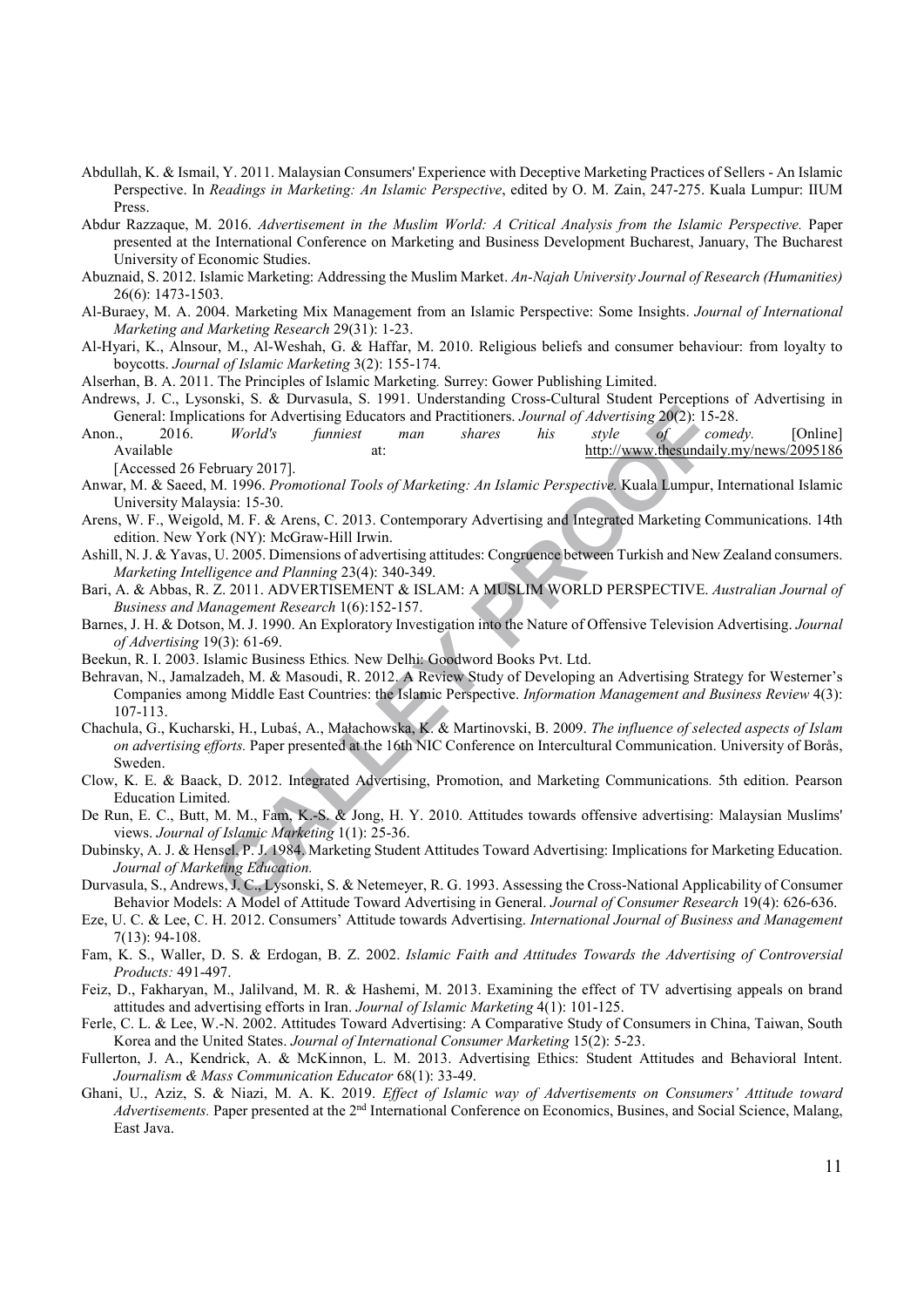Abdullah, K. & Ismail, Y. 2011. Malaysian Consumers' Experience with Deceptive Marketing Practices of Sellers - An Islamic Perspective. In *Readings in Marketing: An Islamic Perspective*, edited by O. M. Zain, 247-275. Kuala Lumpur: IIUM Press.

Abdur Razzaque, M. 2016. *Advertisement in the Muslim World: A Critical Analysis from the Islamic Perspective.* Paper presented at the International Conference on Marketing and Business Development Bucharest, January, The Bucharest University of Economic Studies.

Abuznaid, S. 2012. Islamic Marketing: Addressing the Muslim Market. *An-Najah University Journal of Research (Humanities)* 26(6): 1473-1503.

Al-Buraey, M. A. 2004. Marketing Mix Management from an Islamic Perspective: Some Insights. *Journal of International Marketing and Marketing Research* 29(31): 1-23.

Al-Hyari, K., Alnsour, M., Al-Weshah, G. & Haffar, M. 2010. Religious beliefs and consumer behaviour: from loyalty to boycotts. *Journal of Islamic Marketing* 3(2): 155-174.

Alserhan, B. A. 2011. The Principles of Islamic Marketing*.* Surrey: Gower Publishing Limited.

Andrews, J. C., Lysonski, S. & Durvasula, S. 1991. Understanding Cross-Cultural Student Perceptions of Advertising in General: Implications for Advertising Educators and Practitioners. *Journal of Advertising* 20(2): 15-28.

Anon., 2016. *World's funniest man shares his style of comedy.* [Online] Available at: http://www.thesundaily.my/news/2095186 [Accessed 26 February 2017].

Anwar, M. & Saeed, M. 1996. *Promotional Tools of Marketing: An Islamic Perspective.* Kuala Lumpur, International Islamic University Malaysia: 15-30.

Arens, W. F., Weigold, M. F. & Arens, C. 2013. Contemporary Advertising and Integrated Marketing Communications. 14th edition. New York (NY): McGraw-Hill Irwin.

Ashill, N. J. & Yavas, U. 2005. Dimensions of advertising attitudes: Congruence between Turkish and New Zealand consumers. *Marketing Intelligence and Planning* 23(4): 340-349.

Bari, A. & Abbas, R. Z. 2011. ADVERTISEMENT & ISLAM: A MUSLIM WORLD PERSPECTIVE. *Australian Journal of Business and Management Research* 1(6):152-157.

Barnes, J. H. & Dotson, M. J. 1990. An Exploratory Investigation into the Nature of Offensive Television Advertising. *Journal of Advertising* 19(3): 61-69.

Beekun, R. I. 2003. Islamic Business Ethics*.* New Delhi: Goodword Books Pvt. Ltd.

Behravan, N., Jamalzadeh, M. & Masoudi, R. 2012. A Review Study of Developing an Advertising Strategy for Westerner's Companies among Middle East Countries: the Islamic Perspective. *Information Management and Business Review* 4(3): 107-113.

Chachula, G., Kucharski, H., Lubaś, A., Małachowska, K. & Martinovski, B. 2009. *The influence of selected aspects of Islam on advertising efforts.* Paper presented at the 16th NIC Conference on Intercultural Communication. University of Borås, Sweden.

Clow, K. E. & Baack, D. 2012. Integrated Advertising, Promotion, and Marketing Communications*.* 5th edition. Pearson Education Limited.

De Run, E. C., Butt, M. M., Fam, K.-S. & Jong, H. Y. 2010. Attitudes towards offensive advertising: Malaysian Muslims' views. *Journal of Islamic Marketing* 1(1): 25-36.

Dubinsky, A. J. & Hensel, P. J. 1984. Marketing Student Attitudes Toward Advertising: Implications for Marketing Education. *Journal of Marketing Education.*

Durvasula, S., Andrews, J. C., Lysonski, S. & Netemeyer, R. G. 1993. Assessing the Cross-National Applicability of Consumer Behavior Models: A Model of Attitude Toward Advertising in General. *Journal of Consumer Research* 19(4): 626-636.

Eze, U. C. & Lee, C. H. 2012. Consumers' Attitude towards Advertising. *International Journal of Business and Management* 7(13): 94-108.

Fam, K. S., Waller, D. S. & Erdogan, B. Z. 2002. *Islamic Faith and Attitudes Towards the Advertising of Controversial Products:* 491-497.

Feiz, D., Fakharyan, M., Jalilvand, M. R. & Hashemi, M. 2013. Examining the effect of TV advertising appeals on brand attitudes and advertising efforts in Iran. *Journal of Islamic Marketing* 4(1): 101-125.

Ferle, C. L. & Lee, W.-N. 2002. Attitudes Toward Advertising: A Comparative Study of Consumers in China, Taiwan, South Korea and the United States. *Journal of International Consumer Marketing* 15(2): 5-23.

Fullerton, J. A., Kendrick, A. & McKinnon, L. M. 2013. Advertising Ethics: Student Attitudes and Behavioral Intent. *Journalism & Mass Communication Educator* 68(1): 33-49.

Ghani, U., Aziz, S. & Niazi, M. A. K. 2019. *Effect of Islamic way of Advertisements on Consumers' Attitude toward Advertisements.* Paper presented at the 2nd International Conference on Economics, Busines, and Social Science, Malang, East Java.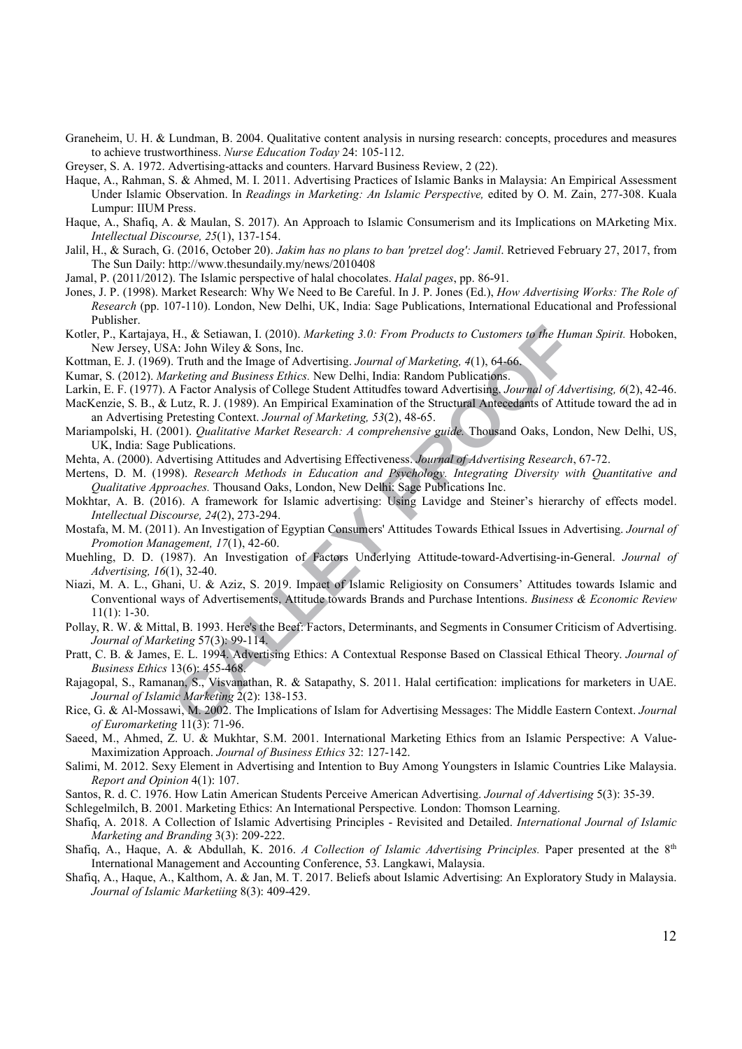Graneheim, U. H. & Lundman, B. 2004. Qualitative content analysis in nursing research: concepts, procedures and measures to achieve trustworthiness. *Nurse Education Today* 24: 105-112.

Greyser, S. A. 1972. Advertising-attacks and counters. Harvard Business Review, 2 (22).

Haque, A., Rahman, S. & Ahmed, M. I. 2011. Advertising Practices of Islamic Banks in Malaysia: An Empirical Assessment Under Islamic Observation. In *Readings in Marketing: An Islamic Perspective,* edited by O. M. Zain, 277-308. Kuala Lumpur: IIUM Press.

Haque, A., Shafiq, A. & Maulan, S. 2017). An Approach to Islamic Consumerism and its Implications on MArketing Mix. *Intellectual Discourse, 25*(1), 137-154.

Jalil, H., & Surach, G. (2016, October 20). *Jakim has no plans to ban 'pretzel dog': Jamil*. Retrieved February 27, 2017, from The Sun Daily: http://www.thesundaily.my/news/2010408

Jamal, P. (2011/2012). The Islamic perspective of halal chocolates. *Halal pages*, pp. 86-91.

Jones, J. P. (1998). Market Research: Why We Need to Be Careful. In J. P. Jones (Ed.), *How Advertising Works: The Role of Research* (pp. 107-110). London, New Delhi, UK, India: Sage Publications, International Educational and Professional Publisher.

Kotler, P., Kartajaya, H., & Setiawan, I. (2010). *Marketing 3.0: From Products to Customers to the Human Spirit.* Hoboken, New Jersey, USA: John Wiley & Sons, Inc.

Kottman, E. J. (1969). Truth and the Image of Advertising. *Journal of Marketing, 4*(1), 64-66.

Kumar, S. (2012). *Marketing and Business Ethics.* New Delhi, India: Random Publications.

Larkin, E. F. (1977). A Factor Analysis of College Student Attitudfes toward Advertising. *Journal of Advertising, 6*(2), 42-46.

MacKenzie, S. B., & Lutz, R. J. (1989). An Empirical Examination of the Structural Antecedants of Attitude toward the ad in an Advertising Pretesting Context. *Journal of Marketing, 53*(2), 48-65.

Mariampolski, H. (2001). *Qualitative Market Research: A comprehensive guide.* Thousand Oaks, London, New Delhi, US, UK, India: Sage Publications.

Mehta, A. (2000). Advertising Attitudes and Advertising Effectiveness. *Journal of Advertising Research*, 67-72.

Mertens, D. M. (1998). *Research Methods in Education and Psychology. Integrating Diversity with Quantitative and Qualitative Approaches.* Thousand Oaks, London, New Delhi: Sage Publications Inc.

Mokhtar, A. B. (2016). A framework for Islamic advertising: Using Lavidge and Steiner's hierarchy of effects model. *Intellectual Discourse, 24*(2), 273-294.

Mostafa, M. M. (2011). An Investigation of Egyptian Consumers' Attitudes Towards Ethical Issues in Advertising. *Journal of Promotion Management, 17*(1), 42-60.

Muehling, D. D. (1987). An Investigation of Factors Underlying Attitude-toward-Advertising-in-General. *Journal of Advertising, 16*(1), 32-40.

Niazi, M. A. L., Ghani, U. & Aziz, S. 2019. Impact of Islamic Religiosity on Consumers' Attitudes towards Islamic and Conventional ways of Advertisements, Attitude towards Brands and Purchase Intentions. *Business & Economic Review* 11(1): 1-30.

Pollay, R. W. & Mittal, B. 1993. Here's the Beef: Factors, Determinants, and Segments in Consumer Criticism of Advertising. *Journal of Marketing* 57(3): 99-114.

Pratt, C. B. & James, E. L. 1994. Advertising Ethics: A Contextual Response Based on Classical Ethical Theory. *Journal of Business Ethics* 13(6): 455-468.

Rajagopal, S., Ramanan, S., Visvanathan, R. & Satapathy, S. 2011. Halal certification: implications for marketers in UAE. *Journal of Islamic Marketing* 2(2): 138-153.

Rice, G. & Al-Mossawi, M. 2002. The Implications of Islam for Advertising Messages: The Middle Eastern Context. *Journal of Euromarketing* 11(3): 71-96.

Saeed, M., Ahmed, Z. U. & Mukhtar, S.M. 2001. International Marketing Ethics from an Islamic Perspective: A Value-Maximization Approach. *Journal of Business Ethics* 32: 127-142.

Salimi, M. 2012. Sexy Element in Advertising and Intention to Buy Among Youngsters in Islamic Countries Like Malaysia. *Report and Opinion* 4(1): 107.

Santos, R. d. C. 1976. How Latin American Students Perceive American Advertising. *Journal of Advertising* 5(3): 35-39.

Schlegelmilch, B. 2001. Marketing Ethics: An International Perspective*.* London: Thomson Learning.

Shafiq, A. 2018. A Collection of Islamic Advertising Principles - Revisited and Detailed. *International Journal of Islamic Marketing and Branding* 3(3): 209-222.

Shafiq, A., Haque, A. & Abdullah, K. 2016. *A Collection of Islamic Advertising Principles.* Paper presented at the 8th International Management and Accounting Conference, 53. Langkawi, Malaysia.

Shafiq, A., Haque, A., Kalthom, A. & Jan, M. T. 2017. Beliefs about Islamic Advertising: An Exploratory Study in Malaysia. *Journal of Islamic Marketiing* 8(3): 409-429.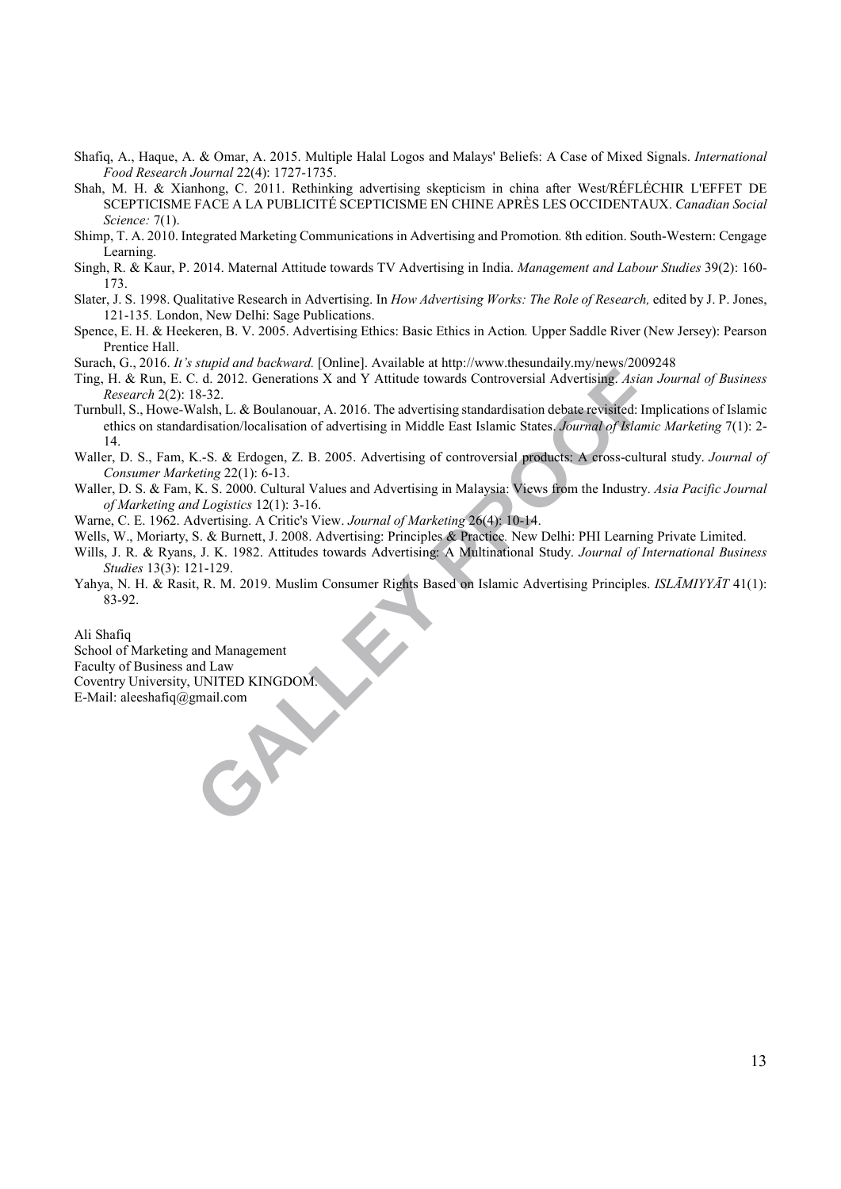Shafiq, A., Haque, A. & Omar, A. 2015. Multiple Halal Logos and Malays' Beliefs: A Case of Mixed Signals. *International Food Research Journal* 22(4): 1727-1735.

Shah, M. H. & Xianhong, C. 2011. Rethinking advertising skepticism in china after West/RÉFLÉCHIR L'EFFET DE SCEPTICISME FACE A LA PUBLICITÉ SCEPTICISME EN CHINE APRÈS LES OCCIDENTAUX. *Canadian Social Science:* 7(1).

Shimp, T. A. 2010. Integrated Marketing Communications in Advertising and Promotion. 8th edition. South-Western: Cengage Learning.

Singh, R. & Kaur, P. 2014. Maternal Attitude towards TV Advertising in India. *Management and Labour Studies* 39(2): 160-173.

Slater, J. S. 1998. Qualitative Research in Advertising. In *How Advertising Works: The Role of Research,* edited by J. P. Jones, 121-135. London, New Delhi: Sage Publications.

Spence, E. H. & Heekeren, B. V. 2005. Advertising Ethics: Basic Ethics in Action. Upper Saddle River (New Jersey): Pearson Prentice Hall.

Surach, G., 2016. *It's stupid and backward.* [Online]. Available at http://www.thesundaily.my/news/2009248

Ting, H. & Run, E. C. d. 2012. Generations X and Y Attitude towards Controversial Advertising. *Asian Journal of Business Research* 2(2): 18-32.

Turnbull, S., Howe-Walsh, L. & Boulanouar, A. 2016. The advertising standardisation debate revisited: Implications of Islamic ethics on standardisation/localisation of advertising in Middle East Islamic States. *Journal of Islamic Marketing* 7(1): 2-14.

Waller, D. S., Fam, K.-S. & Erdogen, Z. B. 2005. Advertising of controversial products: A cross-cultural study. *Journal of Consumer Marketing* 22(1): 6-13.

Waller, D. S. & Fam, K. S. 2000. Cultural Values and Advertising in Malaysia: Views from the Industry. *Asia Pacific Journal of Marketing and Logistics* 12(1): 3-16.

Warne, C. E. 1962. Advertising. A Critic's View. *Journal of Marketing* 26(4): 10-14.

Wells, W., Moriarty, S. & Burnett, J. 2008. Advertising: Principles & Practice. New Delhi: PHI Learning Private Limited.

Wills, J. R. & Ryans, J. K. 1982. Attitudes towards Advertising: A Multinational Study. *Journal of International Business Studies* 13(3): 121-129.

Yahya, N. H. & Rasit, R. M. 2019. Muslim Consumer Rights Based on Islamic Advertising Principles. *ISLĀMIYYĀT* 41(1): 83-92.

Ali Shafiq  
School of Marketing and Management  
Faculty of Business and Law  
Coventry University, UNITED KINGDOM.  
E-Mail: aleeshafiq@gmail.com